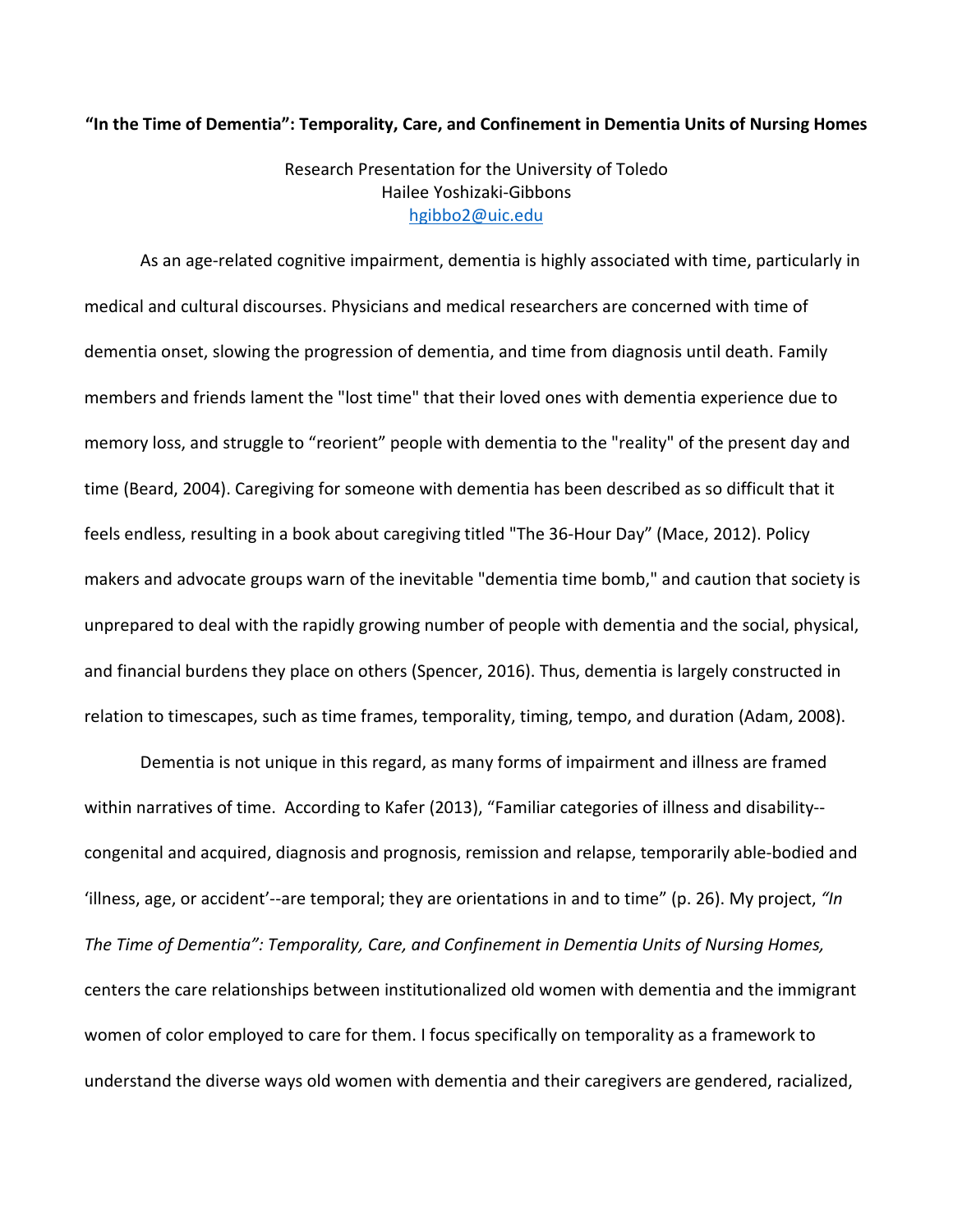**"In the Time of Dementia": Temporality, Care, and Confinement in Dementia Units of Nursing Homes**

Research Presentation for the University of Toledo
Hailee Yoshizaki-Gibbons
hgibbo2@uic.edu

As an age-related cognitive impairment, dementia is highly associated with time, particularly in medical and cultural discourses. Physicians and medical researchers are concerned with time of dementia onset, slowing the progression of dementia, and time from diagnosis until death. Family members and friends lament the "lost time" that their loved ones with dementia experience due to memory loss, and struggle to "reorient" people with dementia to the "reality" of the present day and time (Beard, 2004). Caregiving for someone with dementia has been described as so difficult that it feels endless, resulting in a book about caregiving titled "The 36-Hour Day" (Mace, 2012). Policy makers and advocate groups warn of the inevitable "dementia time bomb," and caution that society is unprepared to deal with the rapidly growing number of people with dementia and the social, physical, and financial burdens they place on others (Spencer, 2016). Thus, dementia is largely constructed in relation to timescapes, such as time frames, temporality, timing, tempo, and duration (Adam, 2008).

Dementia is not unique in this regard, as many forms of impairment and illness are framed within narratives of time. According to Kafer (2013), "Familiar categories of illness and disability--congenital and acquired, diagnosis and prognosis, remission and relapse, temporarily able-bodied and 'illness, age, or accident'--are temporal; they are orientations in and to time" (p. 26). My project, *"In The Time of Dementia": Temporality, Care, and Confinement in Dementia Units of Nursing Homes,* centers the care relationships between institutionalized old women with dementia and the immigrant women of color employed to care for them. I focus specifically on temporality as a framework to understand the diverse ways old women with dementia and their caregivers are gendered, racialized,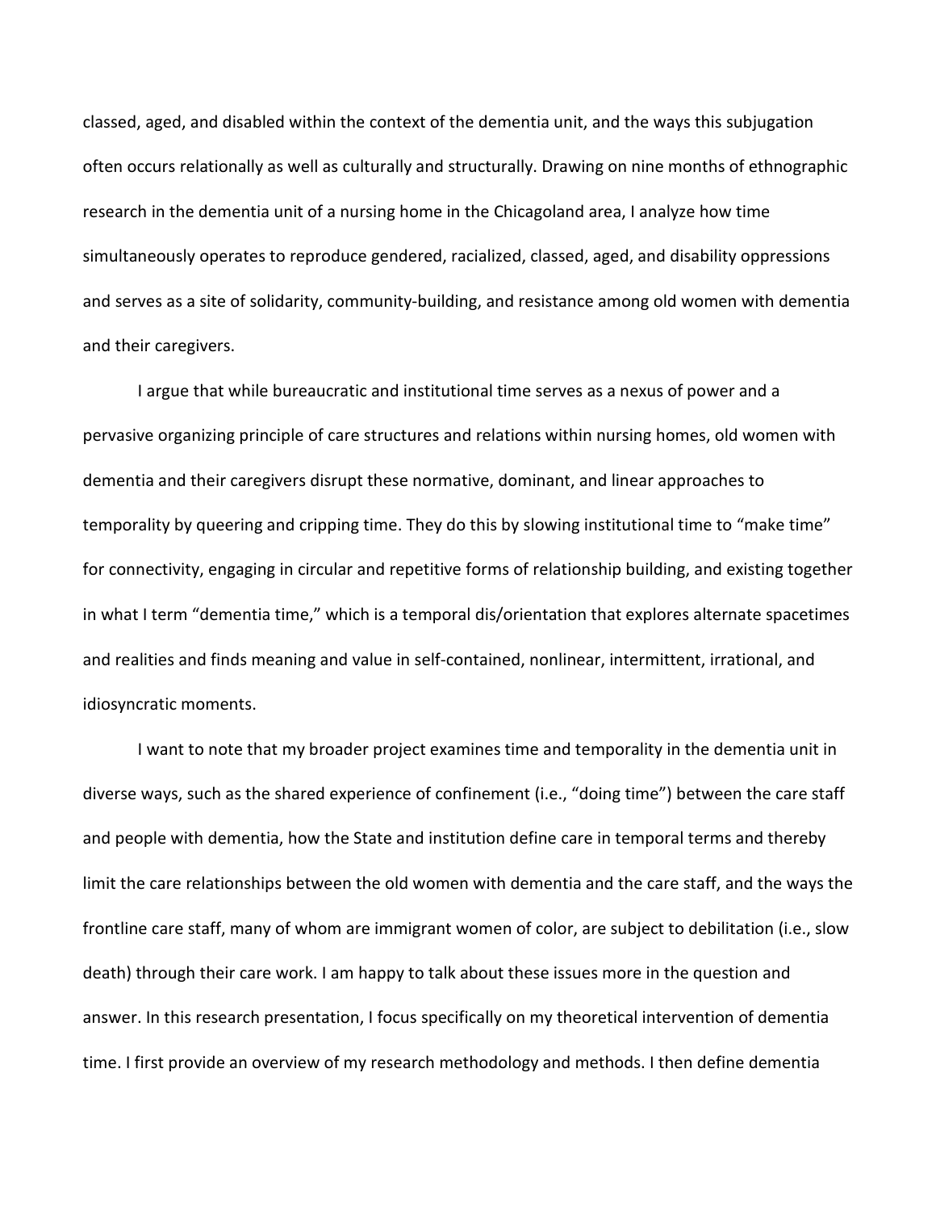classed, aged, and disabled within the context of the dementia unit, and the ways this subjugation often occurs relationally as well as culturally and structurally. Drawing on nine months of ethnographic research in the dementia unit of a nursing home in the Chicagoland area, I analyze how time simultaneously operates to reproduce gendered, racialized, classed, aged, and disability oppressions and serves as a site of solidarity, community-building, and resistance among old women with dementia and their caregivers.

I argue that while bureaucratic and institutional time serves as a nexus of power and a pervasive organizing principle of care structures and relations within nursing homes, old women with dementia and their caregivers disrupt these normative, dominant, and linear approaches to temporality by queering and cripping time. They do this by slowing institutional time to "make time" for connectivity, engaging in circular and repetitive forms of relationship building, and existing together in what I term "dementia time," which is a temporal dis/orientation that explores alternate spacetimes and realities and finds meaning and value in self-contained, nonlinear, intermittent, irrational, and idiosyncratic moments.

I want to note that my broader project examines time and temporality in the dementia unit in diverse ways, such as the shared experience of confinement (i.e., "doing time") between the care staff and people with dementia, how the State and institution define care in temporal terms and thereby limit the care relationships between the old women with dementia and the care staff, and the ways the frontline care staff, many of whom are immigrant women of color, are subject to debilitation (i.e., slow death) through their care work. I am happy to talk about these issues more in the question and answer. In this research presentation, I focus specifically on my theoretical intervention of dementia time. I first provide an overview of my research methodology and methods. I then define dementia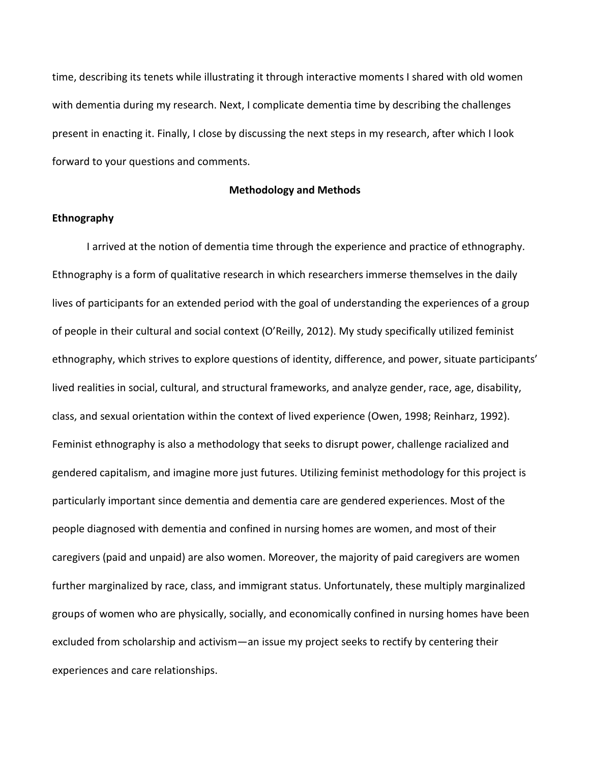time, describing its tenets while illustrating it through interactive moments I shared with old women with dementia during my research. Next, I complicate dementia time by describing the challenges present in enacting it. Finally, I close by discussing the next steps in my research, after which I look forward to your questions and comments.

## Methodology and Methods

### Ethnography

I arrived at the notion of dementia time through the experience and practice of ethnography. Ethnography is a form of qualitative research in which researchers immerse themselves in the daily lives of participants for an extended period with the goal of understanding the experiences of a group of people in their cultural and social context (O'Reilly, 2012). My study specifically utilized feminist ethnography, which strives to explore questions of identity, difference, and power, situate participants' lived realities in social, cultural, and structural frameworks, and analyze gender, race, age, disability, class, and sexual orientation within the context of lived experience (Owen, 1998; Reinharz, 1992). Feminist ethnography is also a methodology that seeks to disrupt power, challenge racialized and gendered capitalism, and imagine more just futures. Utilizing feminist methodology for this project is particularly important since dementia and dementia care are gendered experiences. Most of the people diagnosed with dementia and confined in nursing homes are women, and most of their caregivers (paid and unpaid) are also women. Moreover, the majority of paid caregivers are women further marginalized by race, class, and immigrant status. Unfortunately, these multiply marginalized groups of women who are physically, socially, and economically confined in nursing homes have been excluded from scholarship and activism—an issue my project seeks to rectify by centering their experiences and care relationships.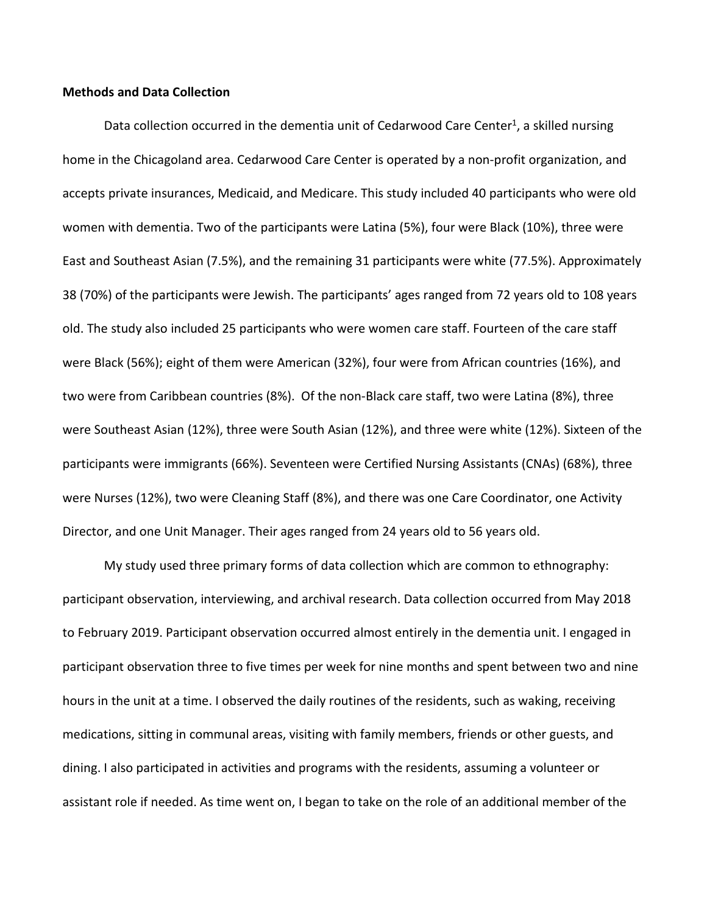**Methods and Data Collection**

Data collection occurred in the dementia unit of Cedarwood Care Center[1], a skilled nursing home in the Chicagoland area. Cedarwood Care Center is operated by a non-profit organization, and accepts private insurances, Medicaid, and Medicare. This study included 40 participants who were old women with dementia. Two of the participants were Latina (5%), four were Black (10%), three were East and Southeast Asian (7.5%), and the remaining 31 participants were white (77.5%). Approximately 38 (70%) of the participants were Jewish. The participants' ages ranged from 72 years old to 108 years old. The study also included 25 participants who were women care staff. Fourteen of the care staff were Black (56%); eight of them were American (32%), four were from African countries (16%), and two were from Caribbean countries (8%). Of the non-Black care staff, two were Latina (8%), three were Southeast Asian (12%), three were South Asian (12%), and three were white (12%). Sixteen of the participants were immigrants (66%). Seventeen were Certified Nursing Assistants (CNAs) (68%), three were Nurses (12%), two were Cleaning Staff (8%), and there was one Care Coordinator, one Activity Director, and one Unit Manager. Their ages ranged from 24 years old to 56 years old.

My study used three primary forms of data collection which are common to ethnography: participant observation, interviewing, and archival research. Data collection occurred from May 2018 to February 2019. Participant observation occurred almost entirely in the dementia unit. I engaged in participant observation three to five times per week for nine months and spent between two and nine hours in the unit at a time. I observed the daily routines of the residents, such as waking, receiving medications, sitting in communal areas, visiting with family members, friends or other guests, and dining. I also participated in activities and programs with the residents, assuming a volunteer or assistant role if needed. As time went on, I began to take on the role of an additional member of the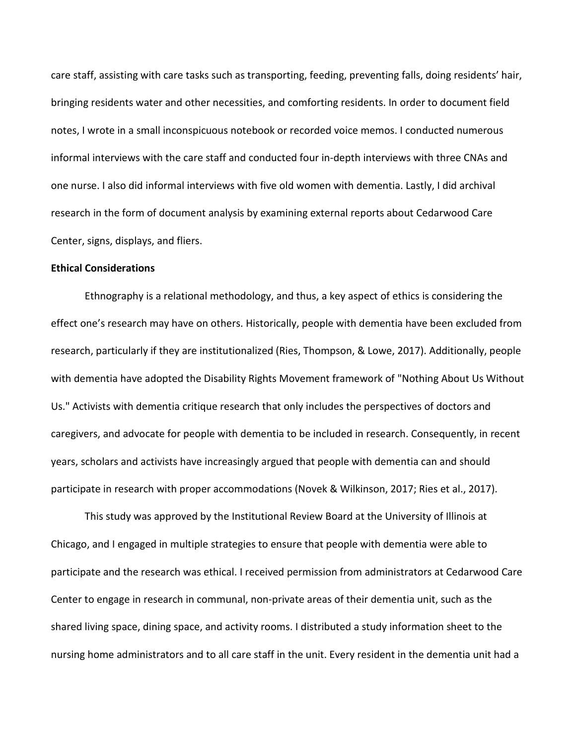care staff, assisting with care tasks such as transporting, feeding, preventing falls, doing residents' hair, bringing residents water and other necessities, and comforting residents. In order to document field notes, I wrote in a small inconspicuous notebook or recorded voice memos. I conducted numerous informal interviews with the care staff and conducted four in-depth interviews with three CNAs and one nurse. I also did informal interviews with five old women with dementia. Lastly, I did archival research in the form of document analysis by examining external reports about Cedarwood Care Center, signs, displays, and fliers.

**Ethical Considerations**

Ethnography is a relational methodology, and thus, a key aspect of ethics is considering the effect one's research may have on others. Historically, people with dementia have been excluded from research, particularly if they are institutionalized (Ries, Thompson, & Lowe, 2017). Additionally, people with dementia have adopted the Disability Rights Movement framework of "Nothing About Us Without Us." Activists with dementia critique research that only includes the perspectives of doctors and caregivers, and advocate for people with dementia to be included in research. Consequently, in recent years, scholars and activists have increasingly argued that people with dementia can and should participate in research with proper accommodations (Novek & Wilkinson, 2017; Ries et al., 2017).

This study was approved by the Institutional Review Board at the University of Illinois at Chicago, and I engaged in multiple strategies to ensure that people with dementia were able to participate and the research was ethical. I received permission from administrators at Cedarwood Care Center to engage in research in communal, non-private areas of their dementia unit, such as the shared living space, dining space, and activity rooms. I distributed a study information sheet to the nursing home administrators and to all care staff in the unit. Every resident in the dementia unit had a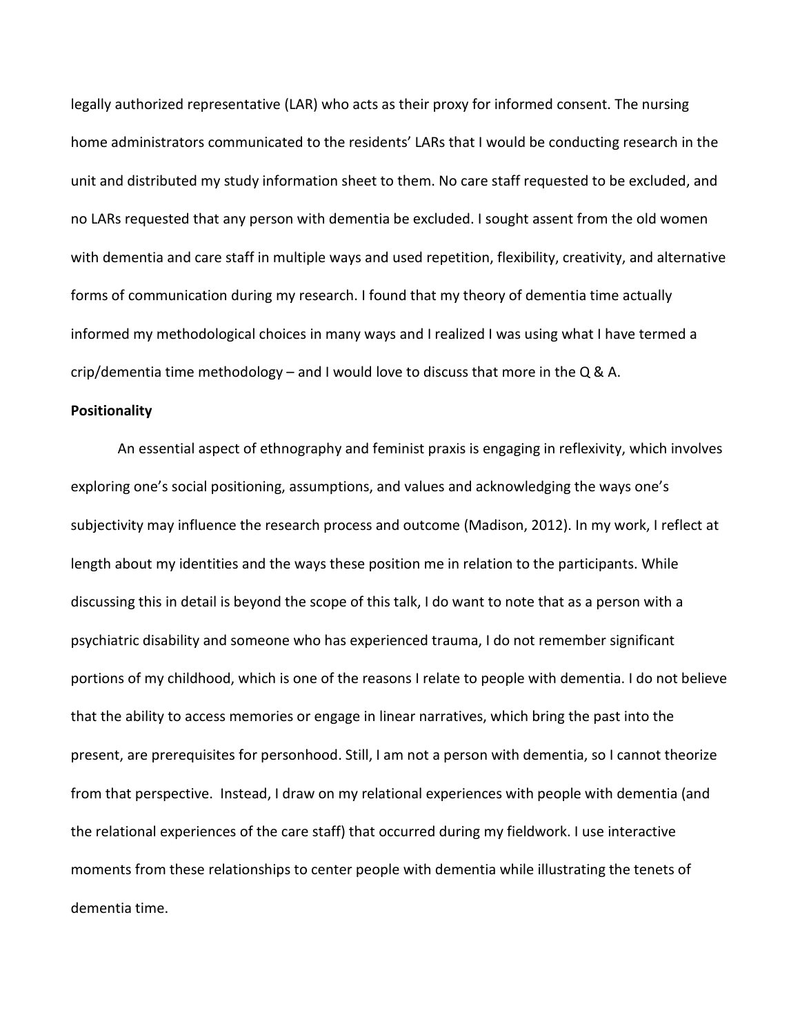legally authorized representative (LAR) who acts as their proxy for informed consent. The nursing home administrators communicated to the residents' LARs that I would be conducting research in the unit and distributed my study information sheet to them. No care staff requested to be excluded, and no LARs requested that any person with dementia be excluded. I sought assent from the old women with dementia and care staff in multiple ways and used repetition, flexibility, creativity, and alternative forms of communication during my research. I found that my theory of dementia time actually informed my methodological choices in many ways and I realized I was using what I have termed a crip/dementia time methodology – and I would love to discuss that more in the Q & A.

**Positionality**

An essential aspect of ethnography and feminist praxis is engaging in reflexivity, which involves exploring one's social positioning, assumptions, and values and acknowledging the ways one's subjectivity may influence the research process and outcome (Madison, 2012). In my work, I reflect at length about my identities and the ways these position me in relation to the participants. While discussing this in detail is beyond the scope of this talk, I do want to note that as a person with a psychiatric disability and someone who has experienced trauma, I do not remember significant portions of my childhood, which is one of the reasons I relate to people with dementia. I do not believe that the ability to access memories or engage in linear narratives, which bring the past into the present, are prerequisites for personhood. Still, I am not a person with dementia, so I cannot theorize from that perspective. Instead, I draw on my relational experiences with people with dementia (and the relational experiences of the care staff) that occurred during my fieldwork. I use interactive moments from these relationships to center people with dementia while illustrating the tenets of dementia time.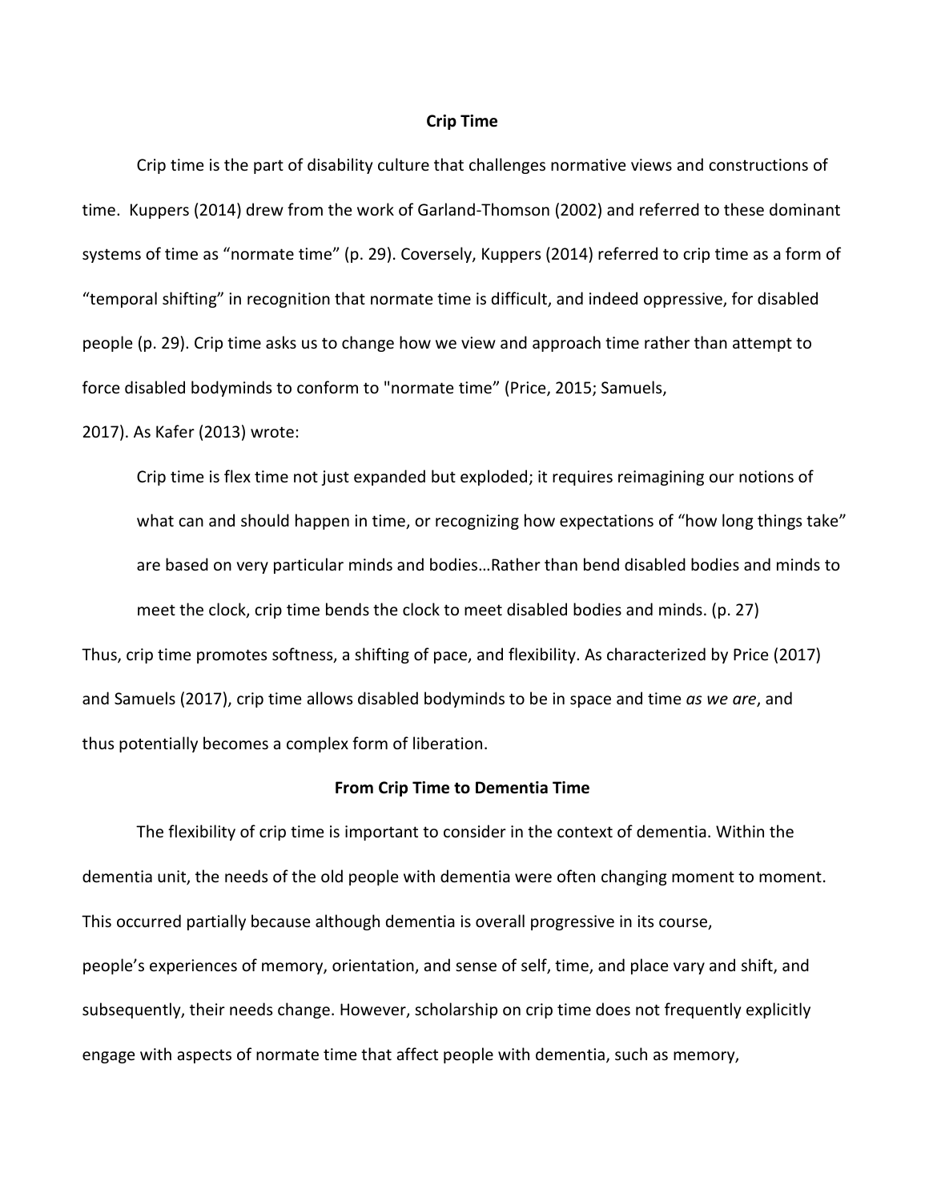## Crip Time

Crip time is the part of disability culture that challenges normative views and constructions of time. Kuppers (2014) drew from the work of Garland-Thomson (2002) and referred to these dominant systems of time as "normate time" (p. 29). Coversely, Kuppers (2014) referred to crip time as a form of "temporal shifting" in recognition that normate time is difficult, and indeed oppressive, for disabled people (p. 29). Crip time asks us to change how we view and approach time rather than attempt to force disabled bodyminds to conform to "normate time" (Price, 2015; Samuels, 2017). As Kafer (2013) wrote:

> Crip time is flex time not just expanded but exploded; it requires reimagining our notions of what can and should happen in time, or recognizing how expectations of "how long things take" are based on very particular minds and bodies…Rather than bend disabled bodies and minds to meet the clock, crip time bends the clock to meet disabled bodies and minds. (p. 27)

Thus, crip time promotes softness, a shifting of pace, and flexibility. As characterized by Price (2017) and Samuels (2017), crip time allows disabled bodyminds to be in space and time *as we are*, and thus potentially becomes a complex form of liberation.

## From Crip Time to Dementia Time

The flexibility of crip time is important to consider in the context of dementia. Within the dementia unit, the needs of the old people with dementia were often changing moment to moment. This occurred partially because although dementia is overall progressive in its course, people's experiences of memory, orientation, and sense of self, time, and place vary and shift, and subsequently, their needs change. However, scholarship on crip time does not frequently explicitly engage with aspects of normate time that affect people with dementia, such as memory,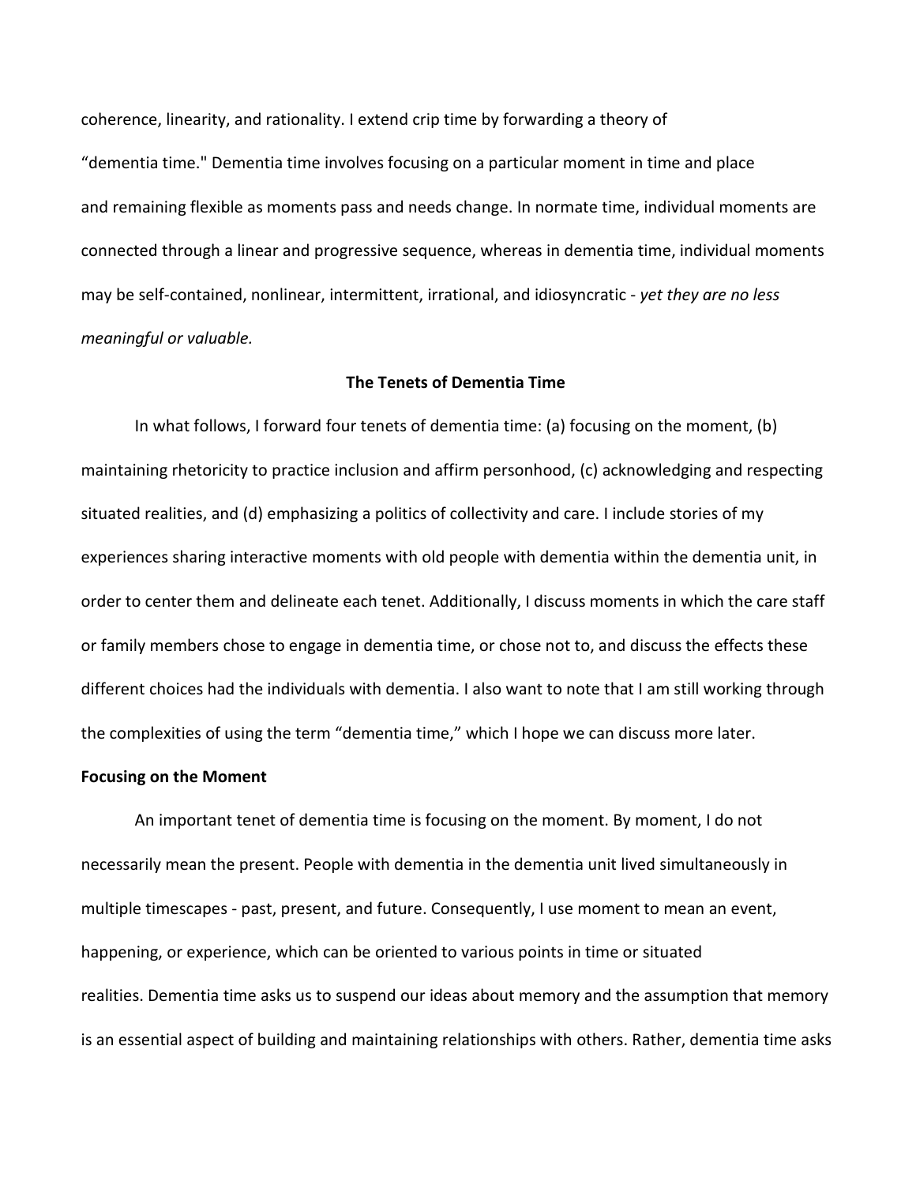coherence, linearity, and rationality. I extend crip time by forwarding a theory of "dementia time." Dementia time involves focusing on a particular moment in time and place and remaining flexible as moments pass and needs change. In normate time, individual moments are connected through a linear and progressive sequence, whereas in dementia time, individual moments may be self-contained, nonlinear, intermittent, irrational, and idiosyncratic - *yet they are no less meaningful or valuable.*

## The Tenets of Dementia Time

In what follows, I forward four tenets of dementia time: (a) focusing on the moment, (b) maintaining rhetoricity to practice inclusion and affirm personhood, (c) acknowledging and respecting situated realities, and (d) emphasizing a politics of collectivity and care. I include stories of my experiences sharing interactive moments with old people with dementia within the dementia unit, in order to center them and delineate each tenet. Additionally, I discuss moments in which the care staff or family members chose to engage in dementia time, or chose not to, and discuss the effects these different choices had the individuals with dementia. I also want to note that I am still working through the complexities of using the term "dementia time," which I hope we can discuss more later.

### Focusing on the Moment

An important tenet of dementia time is focusing on the moment. By moment, I do not necessarily mean the present. People with dementia in the dementia unit lived simultaneously in multiple timescapes - past, present, and future. Consequently, I use moment to mean an event, happening, or experience, which can be oriented to various points in time or situated realities. Dementia time asks us to suspend our ideas about memory and the assumption that memory is an essential aspect of building and maintaining relationships with others. Rather, dementia time asks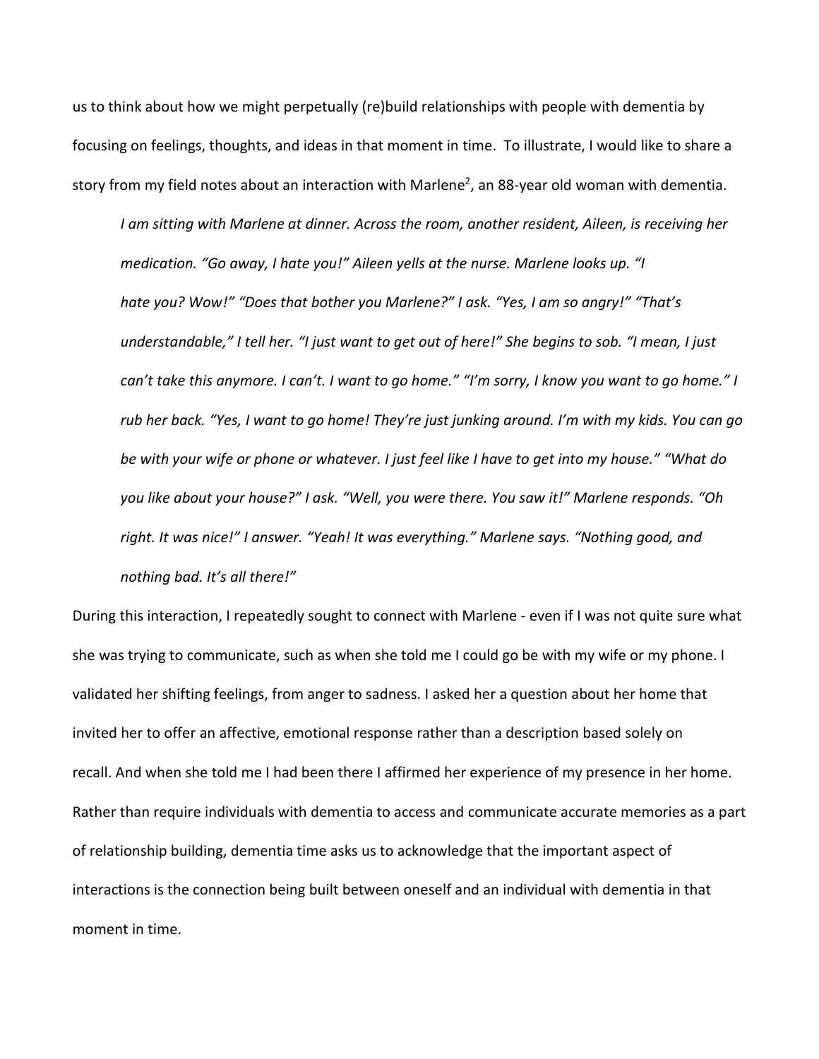us to think about how we might perpetually (re)build relationships with people with dementia by focusing on feelings, thoughts, and ideas in that moment in time. To illustrate, I would like to share a story from my field notes about an interaction with Marlene[2], an 88-year old woman with dementia.

> *I am sitting with Marlene at dinner. Across the room, another resident, Aileen, is receiving her medication. "Go away, I hate you!" Aileen yells at the nurse. Marlene looks up. "I hate you? Wow!" "Does that bother you Marlene?" I ask. "Yes, I am so angry!" "That's understandable," I tell her. "I just want to get out of here!" She begins to sob. "I mean, I just can't take this anymore. I can't. I want to go home." "I'm sorry, I know you want to go home." I rub her back. "Yes, I want to go home! They're just junking around. I'm with my kids. You can go be with your wife or phone or whatever. I just feel like I have to get into my house." "What do you like about your house?" I ask. "Well, you were there. You saw it!" Marlene responds. "Oh right. It was nice!" I answer. "Yeah! It was everything." Marlene says. "Nothing good, and nothing bad. It's all there!"*

During this interaction, I repeatedly sought to connect with Marlene - even if I was not quite sure what she was trying to communicate, such as when she told me I could go be with my wife or my phone. I validated her shifting feelings, from anger to sadness. I asked her a question about her home that invited her to offer an affective, emotional response rather than a description based solely on recall. And when she told me I had been there I affirmed her experience of my presence in her home. Rather than require individuals with dementia to access and communicate accurate memories as a part of relationship building, dementia time asks us to acknowledge that the important aspect of interactions is the connection being built between oneself and an individual with dementia in that moment in time.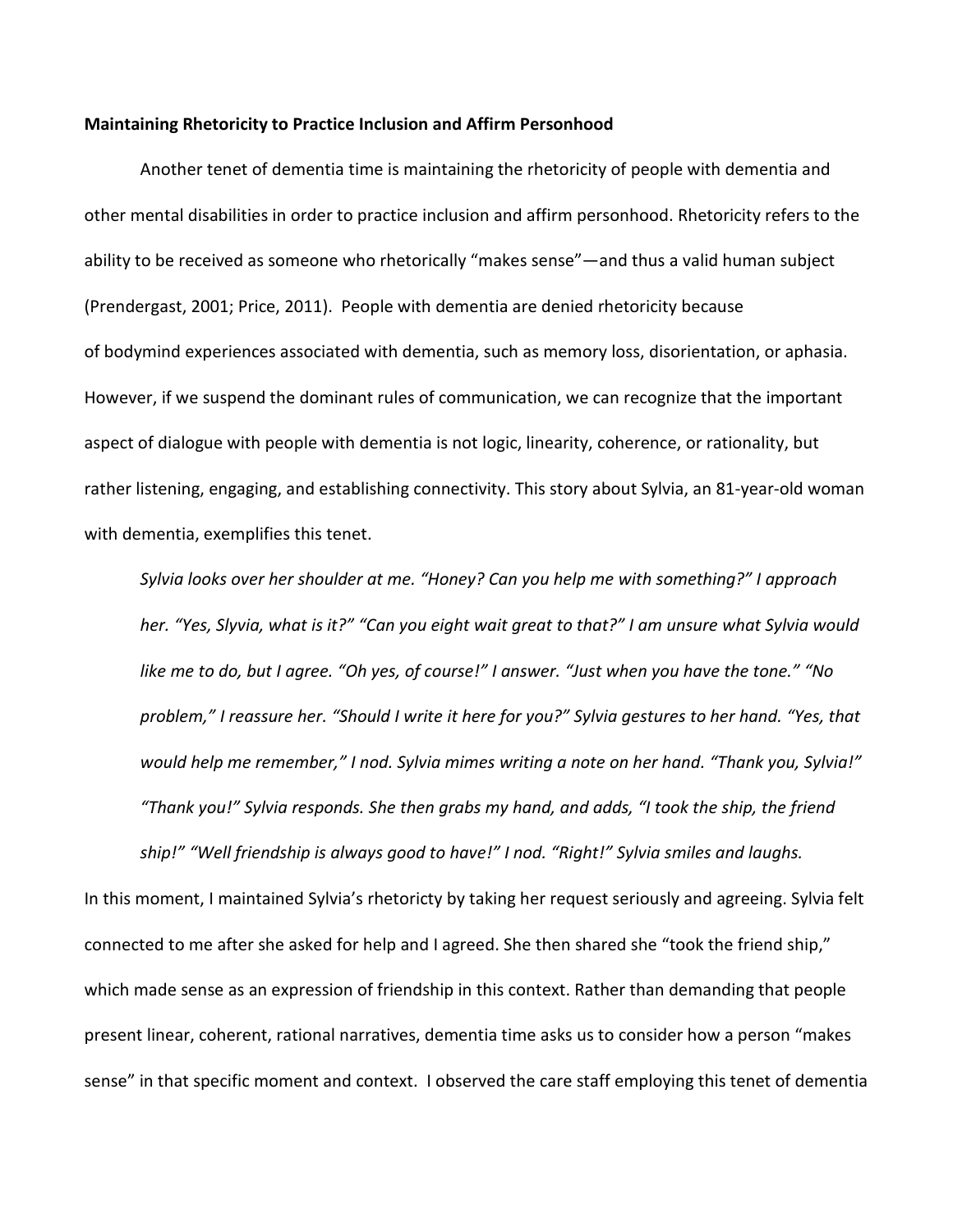**Maintaining Rhetoricity to Practice Inclusion and Affirm Personhood**

Another tenet of dementia time is maintaining the rhetoricity of people with dementia and other mental disabilities in order to practice inclusion and affirm personhood. Rhetoricity refers to the ability to be received as someone who rhetorically "makes sense"—and thus a valid human subject (Prendergast, 2001; Price, 2011). People with dementia are denied rhetoricity because of bodymind experiences associated with dementia, such as memory loss, disorientation, or aphasia. However, if we suspend the dominant rules of communication, we can recognize that the important aspect of dialogue with people with dementia is not logic, linearity, coherence, or rationality, but rather listening, engaging, and establishing connectivity. This story about Sylvia, an 81-year-old woman with dementia, exemplifies this tenet.

> *Sylvia looks over her shoulder at me. "Honey? Can you help me with something?" I approach her. "Yes, Slyvia, what is it?" "Can you eight wait great to that?" I am unsure what Sylvia would like me to do, but I agree. "Oh yes, of course!" I answer. "Just when you have the tone." "No problem," I reassure her. "Should I write it here for you?" Sylvia gestures to her hand. "Yes, that would help me remember," I nod. Sylvia mimes writing a note on her hand. "Thank you, Sylvia!" "Thank you!" Sylvia responds. She then grabs my hand, and adds, "I took the ship, the friend ship!" "Well friendship is always good to have!" I nod. "Right!" Sylvia smiles and laughs.*

In this moment, I maintained Sylvia's rhetoricty by taking her request seriously and agreeing. Sylvia felt connected to me after she asked for help and I agreed. She then shared she "took the friend ship," which made sense as an expression of friendship in this context. Rather than demanding that people present linear, coherent, rational narratives, dementia time asks us to consider how a person "makes sense" in that specific moment and context. I observed the care staff employing this tenet of dementia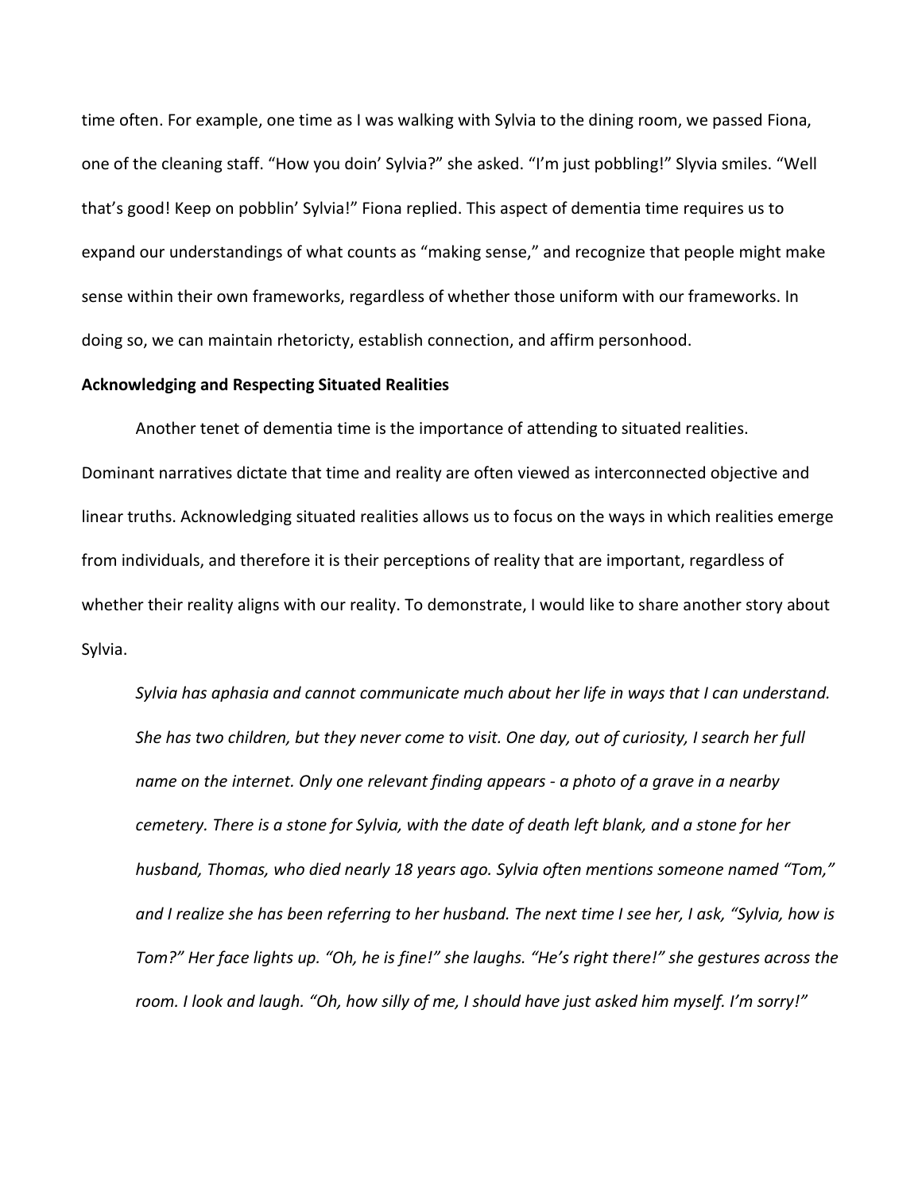time often. For example, one time as I was walking with Sylvia to the dining room, we passed Fiona, one of the cleaning staff. "How you doin' Sylvia?" she asked. "I'm just pobbling!" Slyvia smiles. "Well that's good! Keep on pobblin' Sylvia!" Fiona replied. This aspect of dementia time requires us to expand our understandings of what counts as "making sense," and recognize that people might make sense within their own frameworks, regardless of whether those uniform with our frameworks. In doing so, we can maintain rhetoricty, establish connection, and affirm personhood.

**Acknowledging and Respecting Situated Realities**

Another tenet of dementia time is the importance of attending to situated realities. Dominant narratives dictate that time and reality are often viewed as interconnected objective and linear truths. Acknowledging situated realities allows us to focus on the ways in which realities emerge from individuals, and therefore it is their perceptions of reality that are important, regardless of whether their reality aligns with our reality. To demonstrate, I would like to share another story about Sylvia.

*Sylvia has aphasia and cannot communicate much about her life in ways that I can understand. She has two children, but they never come to visit. One day, out of curiosity, I search her full name on the internet. Only one relevant finding appears - a photo of a grave in a nearby cemetery. There is a stone for Sylvia, with the date of death left blank, and a stone for her husband, Thomas, who died nearly 18 years ago. Sylvia often mentions someone named "Tom," and I realize she has been referring to her husband. The next time I see her, I ask, "Sylvia, how is Tom?" Her face lights up. "Oh, he is fine!" she laughs. "He's right there!" she gestures across the room. I look and laugh. "Oh, how silly of me, I should have just asked him myself. I'm sorry!"*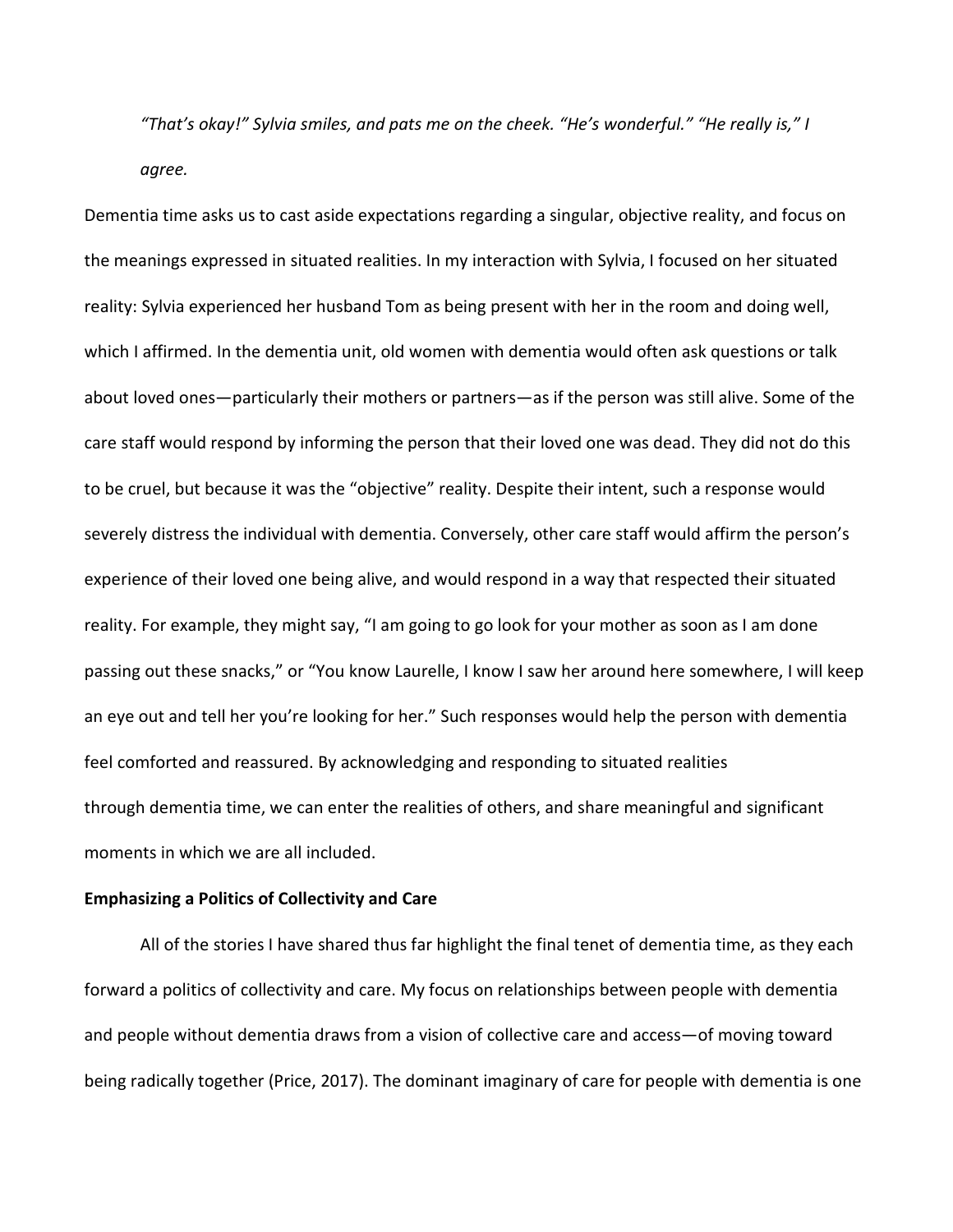*"That's okay!" Sylvia smiles, and pats me on the cheek. "He's wonderful." "He really is," I agree.*

Dementia time asks us to cast aside expectations regarding a singular, objective reality, and focus on the meanings expressed in situated realities. In my interaction with Sylvia, I focused on her situated reality: Sylvia experienced her husband Tom as being present with her in the room and doing well, which I affirmed. In the dementia unit, old women with dementia would often ask questions or talk about loved ones—particularly their mothers or partners—as if the person was still alive. Some of the care staff would respond by informing the person that their loved one was dead. They did not do this to be cruel, but because it was the "objective" reality. Despite their intent, such a response would severely distress the individual with dementia. Conversely, other care staff would affirm the person's experience of their loved one being alive, and would respond in a way that respected their situated reality. For example, they might say, "I am going to go look for your mother as soon as I am done passing out these snacks," or "You know Laurelle, I know I saw her around here somewhere, I will keep an eye out and tell her you're looking for her." Such responses would help the person with dementia feel comforted and reassured. By acknowledging and responding to situated realities through dementia time, we can enter the realities of others, and share meaningful and significant moments in which we are all included.

**Emphasizing a Politics of Collectivity and Care**

All of the stories I have shared thus far highlight the final tenet of dementia time, as they each forward a politics of collectivity and care. My focus on relationships between people with dementia and people without dementia draws from a vision of collective care and access—of moving toward being radically together (Price, 2017). The dominant imaginary of care for people with dementia is one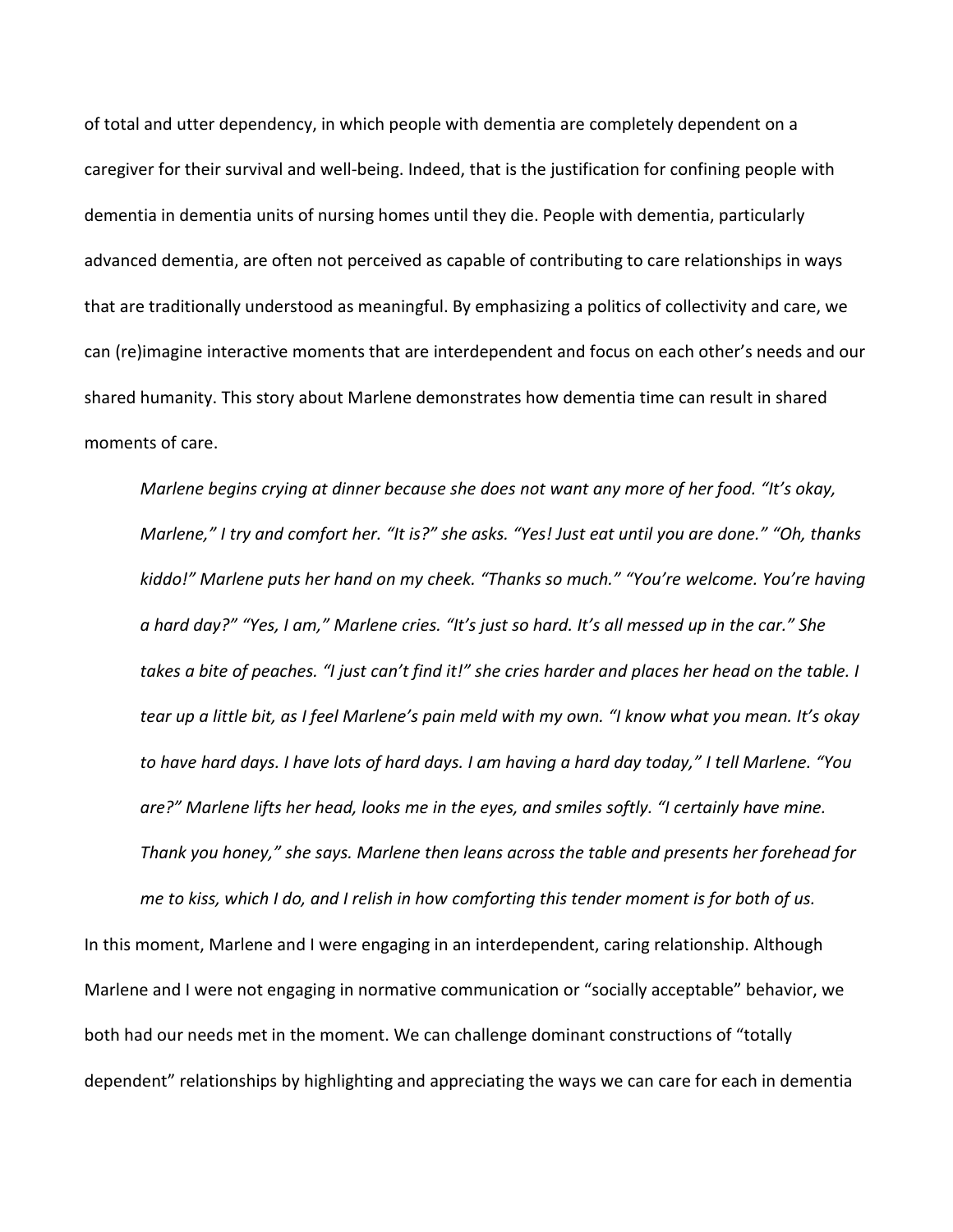of total and utter dependency, in which people with dementia are completely dependent on a caregiver for their survival and well-being. Indeed, that is the justification for confining people with dementia in dementia units of nursing homes until they die. People with dementia, particularly advanced dementia, are often not perceived as capable of contributing to care relationships in ways that are traditionally understood as meaningful. By emphasizing a politics of collectivity and care, we can (re)imagine interactive moments that are interdependent and focus on each other's needs and our shared humanity. This story about Marlene demonstrates how dementia time can result in shared moments of care.

> *Marlene begins crying at dinner because she does not want any more of her food. "It's okay, Marlene," I try and comfort her. "It is?" she asks. "Yes! Just eat until you are done." "Oh, thanks kiddo!" Marlene puts her hand on my cheek. "Thanks so much." "You're welcome. You're having a hard day?" "Yes, I am," Marlene cries. "It's just so hard. It's all messed up in the car." She takes a bite of peaches. "I just can't find it!" she cries harder and places her head on the table. I tear up a little bit, as I feel Marlene's pain meld with my own. "I know what you mean. It's okay to have hard days. I have lots of hard days. I am having a hard day today," I tell Marlene. "You are?" Marlene lifts her head, looks me in the eyes, and smiles softly. "I certainly have mine. Thank you honey," she says. Marlene then leans across the table and presents her forehead for me to kiss, which I do, and I relish in how comforting this tender moment is for both of us.*

In this moment, Marlene and I were engaging in an interdependent, caring relationship. Although Marlene and I were not engaging in normative communication or "socially acceptable" behavior, we both had our needs met in the moment. We can challenge dominant constructions of "totally dependent" relationships by highlighting and appreciating the ways we can care for each in dementia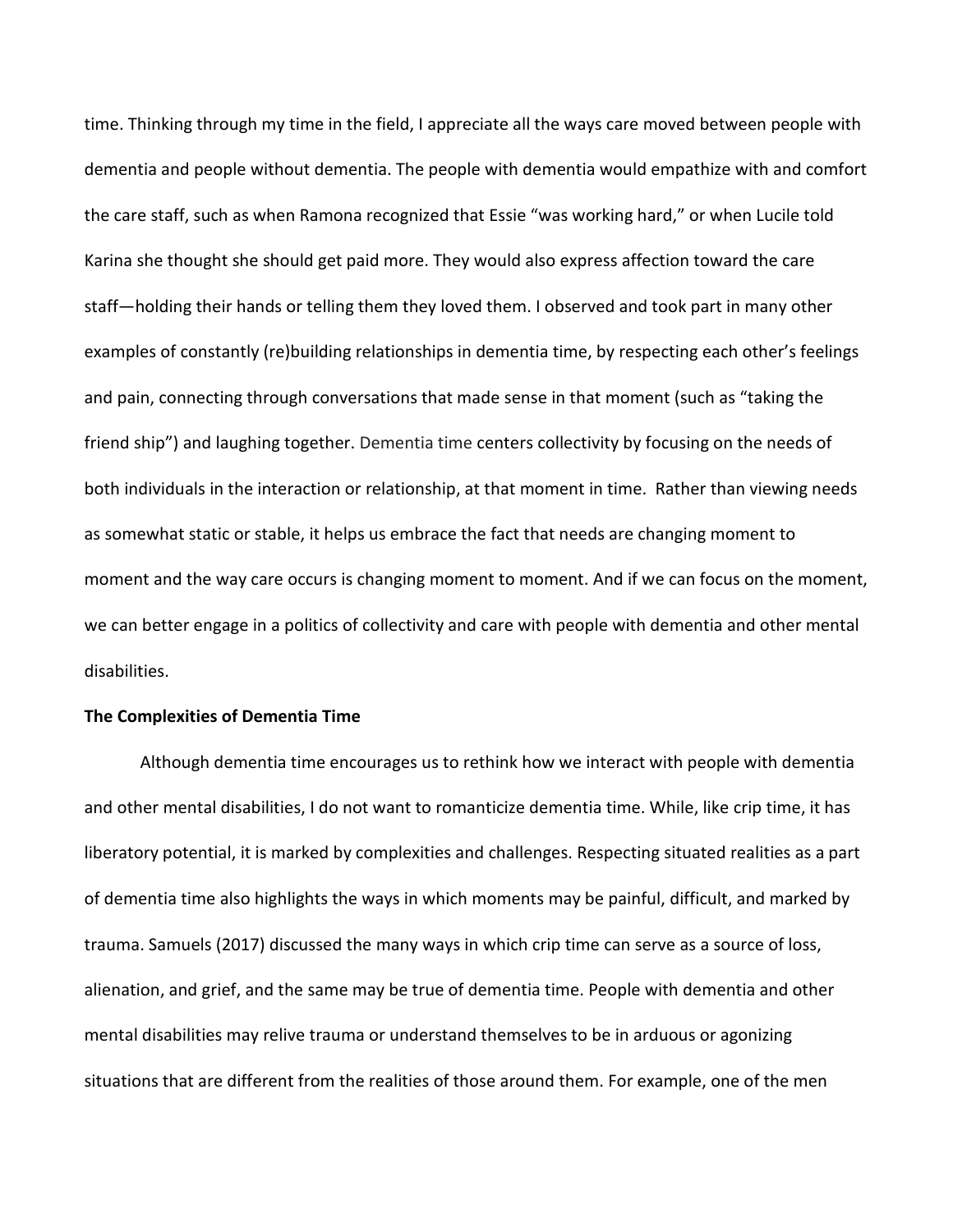time. Thinking through my time in the field, I appreciate all the ways care moved between people with dementia and people without dementia. The people with dementia would empathize with and comfort the care staff, such as when Ramona recognized that Essie "was working hard," or when Lucile told Karina she thought she should get paid more. They would also express affection toward the care staff—holding their hands or telling them they loved them. I observed and took part in many other examples of constantly (re)building relationships in dementia time, by respecting each other's feelings and pain, connecting through conversations that made sense in that moment (such as "taking the friend ship") and laughing together. Dementia time centers collectivity by focusing on the needs of both individuals in the interaction or relationship, at that moment in time. Rather than viewing needs as somewhat static or stable, it helps us embrace the fact that needs are changing moment to moment and the way care occurs is changing moment to moment. And if we can focus on the moment, we can better engage in a politics of collectivity and care with people with dementia and other mental disabilities.

**The Complexities of Dementia Time**

Although dementia time encourages us to rethink how we interact with people with dementia and other mental disabilities, I do not want to romanticize dementia time. While, like crip time, it has liberatory potential, it is marked by complexities and challenges. Respecting situated realities as a part of dementia time also highlights the ways in which moments may be painful, difficult, and marked by trauma. Samuels (2017) discussed the many ways in which crip time can serve as a source of loss, alienation, and grief, and the same may be true of dementia time. People with dementia and other mental disabilities may relive trauma or understand themselves to be in arduous or agonizing situations that are different from the realities of those around them. For example, one of the men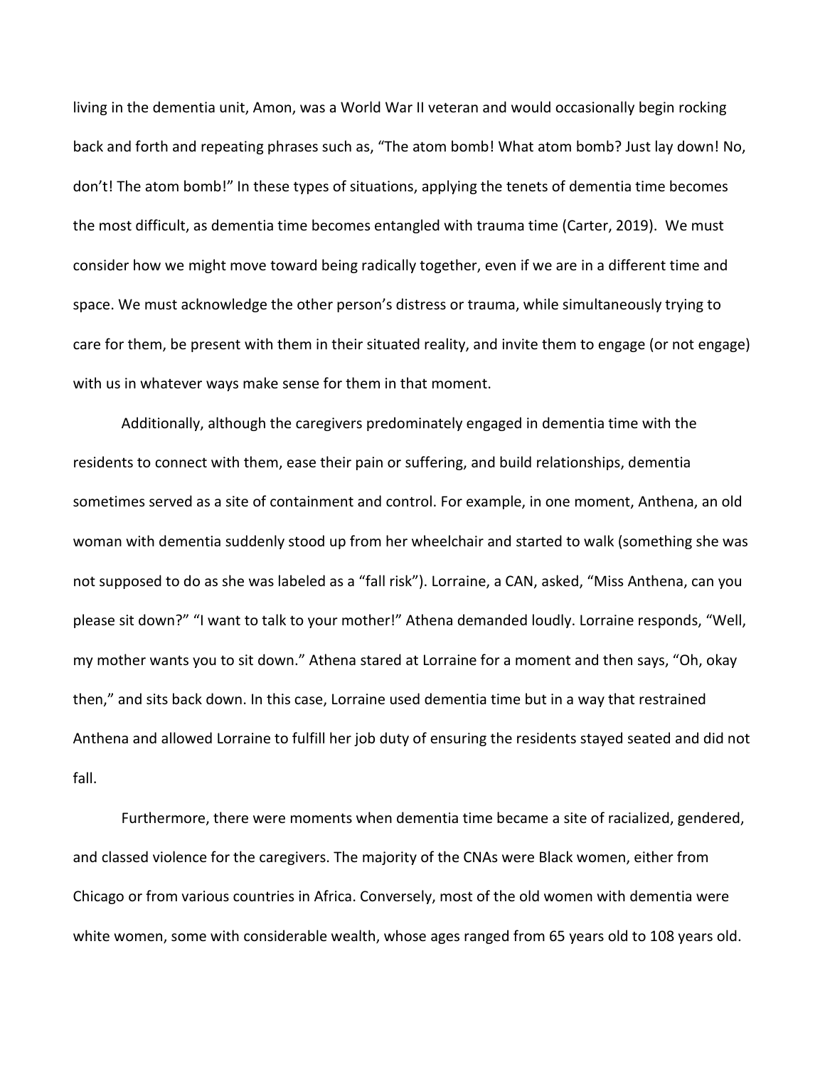living in the dementia unit, Amon, was a World War II veteran and would occasionally begin rocking back and forth and repeating phrases such as, "The atom bomb! What atom bomb? Just lay down! No, don't! The atom bomb!" In these types of situations, applying the tenets of dementia time becomes the most difficult, as dementia time becomes entangled with trauma time (Carter, 2019). We must consider how we might move toward being radically together, even if we are in a different time and space. We must acknowledge the other person's distress or trauma, while simultaneously trying to care for them, be present with them in their situated reality, and invite them to engage (or not engage) with us in whatever ways make sense for them in that moment.

Additionally, although the caregivers predominately engaged in dementia time with the residents to connect with them, ease their pain or suffering, and build relationships, dementia sometimes served as a site of containment and control. For example, in one moment, Anthena, an old woman with dementia suddenly stood up from her wheelchair and started to walk (something she was not supposed to do as she was labeled as a "fall risk"). Lorraine, a CAN, asked, "Miss Anthena, can you please sit down?" "I want to talk to your mother!" Athena demanded loudly. Lorraine responds, "Well, my mother wants you to sit down." Athena stared at Lorraine for a moment and then says, "Oh, okay then," and sits back down. In this case, Lorraine used dementia time but in a way that restrained Anthena and allowed Lorraine to fulfill her job duty of ensuring the residents stayed seated and did not fall.

Furthermore, there were moments when dementia time became a site of racialized, gendered, and classed violence for the caregivers. The majority of the CNAs were Black women, either from Chicago or from various countries in Africa. Conversely, most of the old women with dementia were white women, some with considerable wealth, whose ages ranged from 65 years old to 108 years old.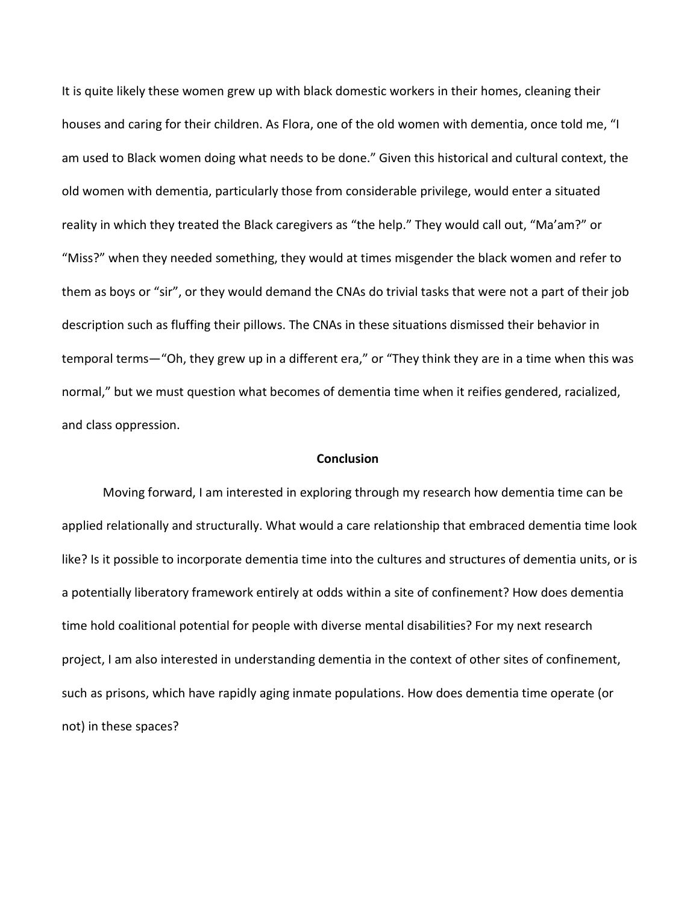It is quite likely these women grew up with black domestic workers in their homes, cleaning their houses and caring for their children. As Flora, one of the old women with dementia, once told me, "I am used to Black women doing what needs to be done." Given this historical and cultural context, the old women with dementia, particularly those from considerable privilege, would enter a situated reality in which they treated the Black caregivers as "the help." They would call out, "Ma'am?" or "Miss?" when they needed something, they would at times misgender the black women and refer to them as boys or "sir", or they would demand the CNAs do trivial tasks that were not a part of their job description such as fluffing their pillows. The CNAs in these situations dismissed their behavior in temporal terms—"Oh, they grew up in a different era," or "They think they are in a time when this was normal," but we must question what becomes of dementia time when it reifies gendered, racialized, and class oppression.

## Conclusion

Moving forward, I am interested in exploring through my research how dementia time can be applied relationally and structurally. What would a care relationship that embraced dementia time look like? Is it possible to incorporate dementia time into the cultures and structures of dementia units, or is a potentially liberatory framework entirely at odds within a site of confinement? How does dementia time hold coalitional potential for people with diverse mental disabilities? For my next research project, I am also interested in understanding dementia in the context of other sites of confinement, such as prisons, which have rapidly aging inmate populations. How does dementia time operate (or not) in these spaces?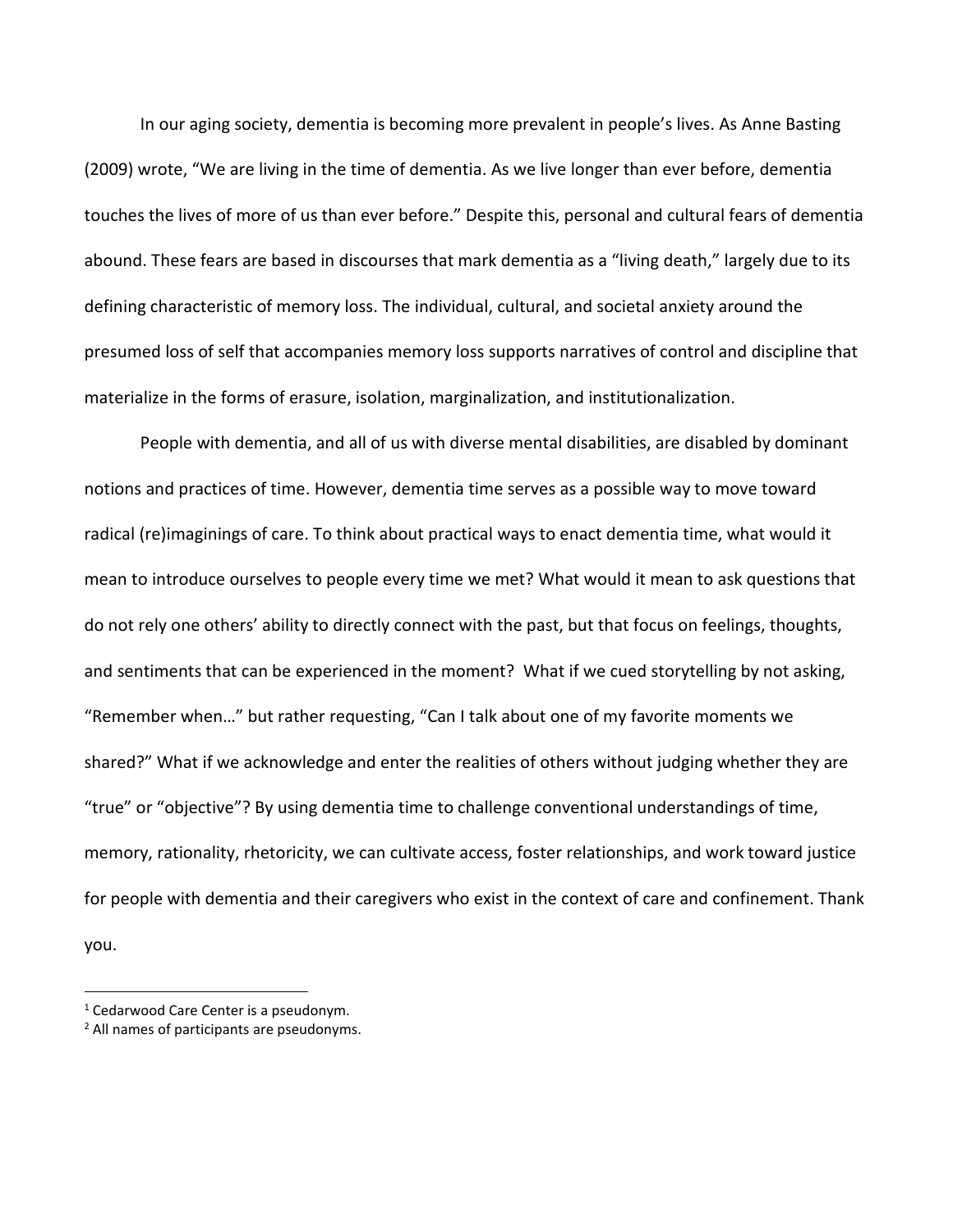In our aging society, dementia is becoming more prevalent in people's lives. As Anne Basting (2009) wrote, "We are living in the time of dementia. As we live longer than ever before, dementia touches the lives of more of us than ever before." Despite this, personal and cultural fears of dementia abound. These fears are based in discourses that mark dementia as a "living death," largely due to its defining characteristic of memory loss. The individual, cultural, and societal anxiety around the presumed loss of self that accompanies memory loss supports narratives of control and discipline that materialize in the forms of erasure, isolation, marginalization, and institutionalization.

People with dementia, and all of us with diverse mental disabilities, are disabled by dominant notions and practices of time. However, dementia time serves as a possible way to move toward radical (re)imaginings of care. To think about practical ways to enact dementia time, what would it mean to introduce ourselves to people every time we met? What would it mean to ask questions that do not rely one others' ability to directly connect with the past, but that focus on feelings, thoughts, and sentiments that can be experienced in the moment? What if we cued storytelling by not asking, "Remember when…" but rather requesting, "Can I talk about one of my favorite moments we shared?" What if we acknowledge and enter the realities of others without judging whether they are "true" or "objective"? By using dementia time to challenge conventional understandings of time, memory, rationality, rhetoricity, we can cultivate access, foster relationships, and work toward justice for people with dementia and their caregivers who exist in the context of care and confinement. Thank you.

---

[1] Cedarwood Care Center is a pseudonym.

[2] All names of participants are pseudonyms.